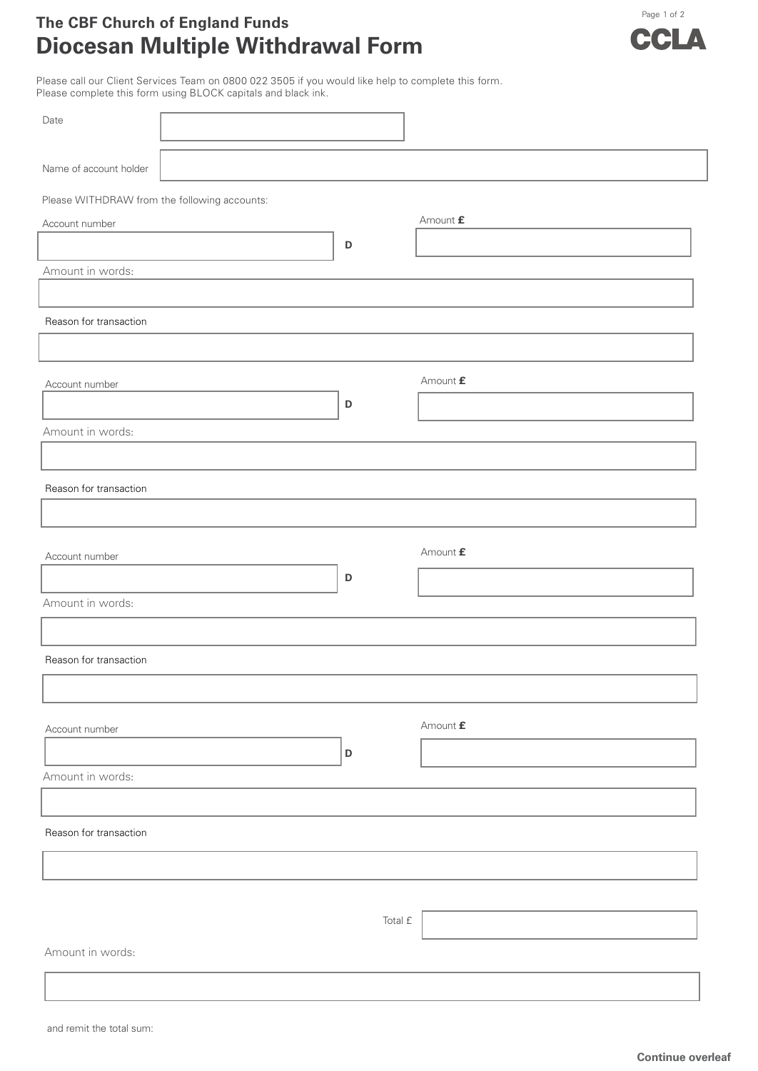The CBF Church of England Funds

# Diocesan Multiple Withdrawal Form

CCLA

Please call our Client Services Team on 0800 022 3505 if you would like help to complete this form.
Please complete this form using BLOCK capitals and black ink.

Date

Name of account holder

Please WITHDRAW from the following accounts:

Account number D | Amount **£**

Amount in words:

Reason for transaction

Account number D | Amount **£**

Amount in words:

Reason for transaction

Account number D | Amount **£**

Amount in words:

Reason for transaction

Account number D | Amount **£**

Amount in words:

Reason for transaction

Total £

Amount in words:

and remit the total sum:

**Continue overleaf**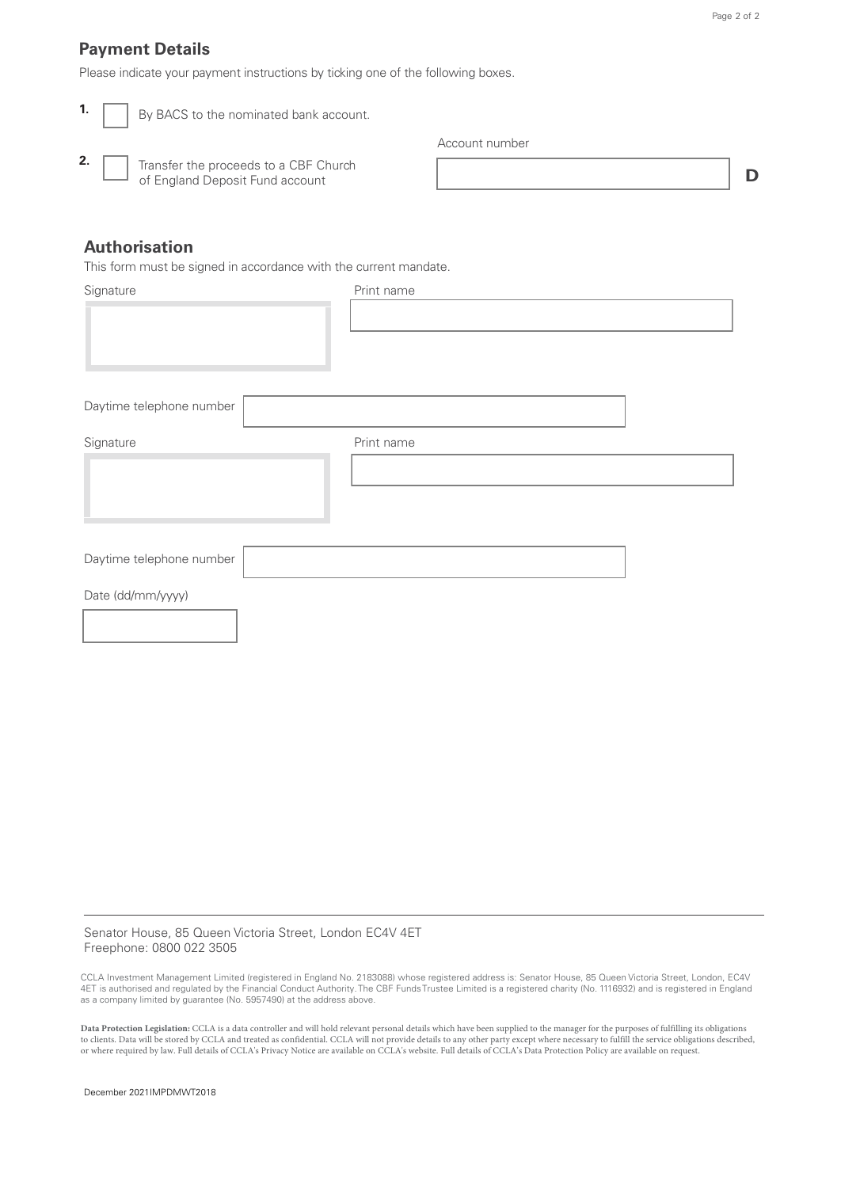## Payment Details

Please indicate your payment instructions by ticking one of the following boxes.

1. ☐ By BACS to the nominated bank account.

2. ☐ Transfer the proceeds to a CBF Church of England Deposit Fund account

Account number _______________ D

## Authorisation

This form must be signed in accordance with the current mandate.

Signature

Print name

Daytime telephone number

Signature

Print name

Daytime telephone number

Date (dd/mm/yyyy)

---

Senator House, 85 Queen Victoria Street, London EC4V 4ET
Freephone: 0800 022 3505

CCLA Investment Management Limited (registered in England No. 2183088) whose registered address is: Senator House, 85 Queen Victoria Street, London, EC4V 4ET is authorised and regulated by the Financial Conduct Authority. The CBF Funds Trustee Limited is a registered charity (No. 1116932) and is registered in England as a company limited by guarantee (No. 5957490) at the address above.

**Data Protection Legislation:** CCLA is a data controller and will hold relevant personal details which have been supplied to the manager for the purposes of fulfilling its obligations to clients. Data will be stored by CCLA and treated as confidential. CCLA will not provide details to any other party except where necessary to fulfill the service obligations described, or where required by law. Full details of CCLA's Privacy Notice are available on CCLA's website. Full details of CCLA's Data Protection Policy are available on request.

December 2021IMPDMWT2018